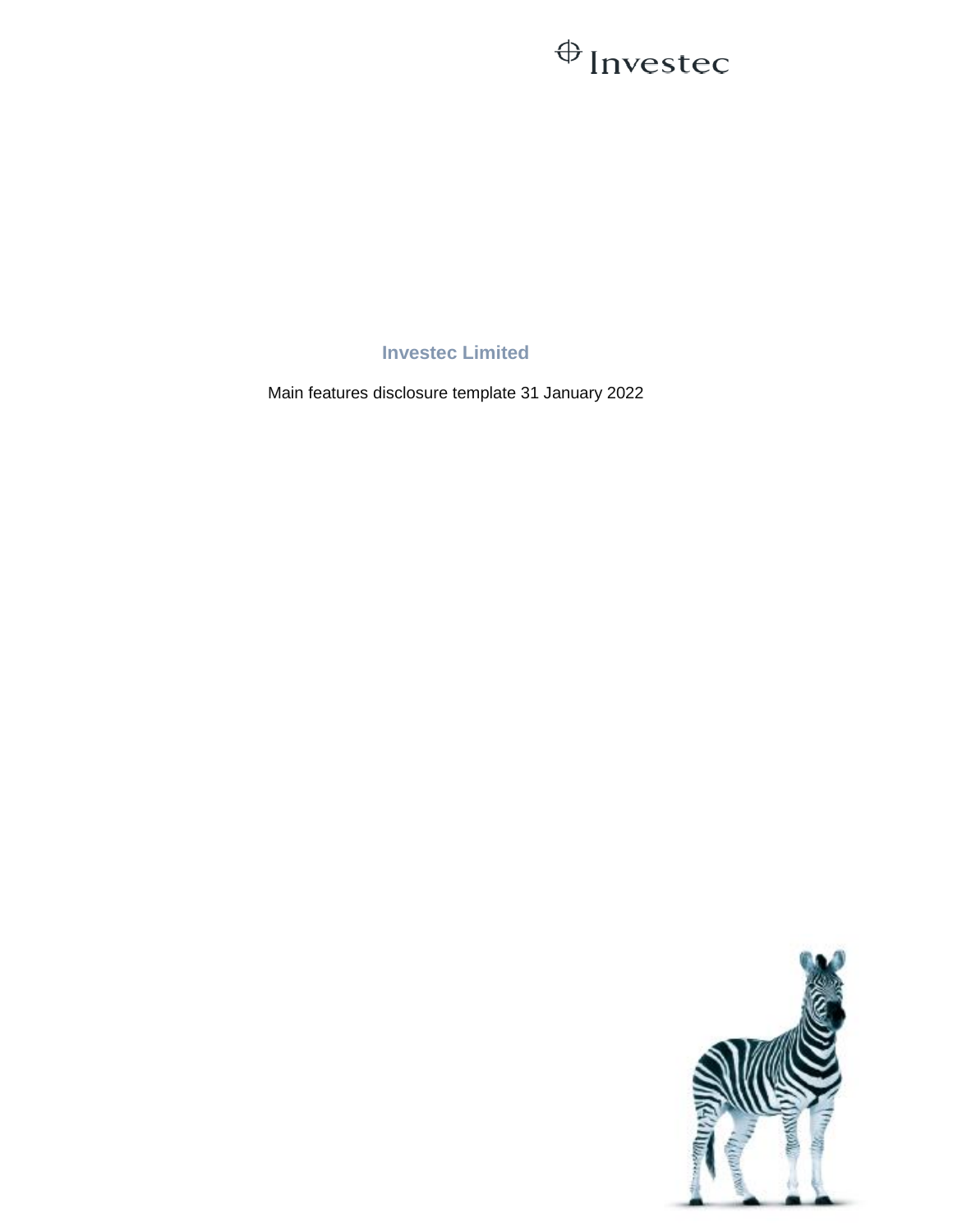# Investec Limited

Main features disclosure template 31 January 2022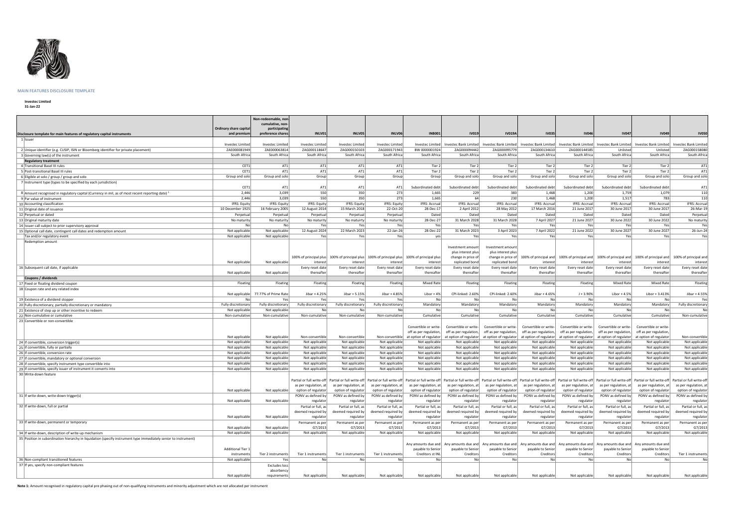**MAIN FEATURES DISCLOSURE TEMPLATE**

**Investec Limited**
**31-Jan-22**

| Disclosure template for main features of regulatory capital instruments | Ordinary share capital and premium | Non-redeemable, non-cumulative, non-participating preference shares | INLV01 | INLV05 | INLV06 | INB001 | IV019 | IV019A | IV035 | IV046 | IV047 | IV049 | IV050 |
|---|---|---|---|---|---|---|---|---|---|---|---|---|---|
| 1 Issuer | Investec Limited | Investec Limited | Investec Limited | Investec Limited | Investec Limited | Investec Limited | Investec Bank Limited | Investec Bank Limited | Investec Bank Limited | Investec Bank Limited | Investec Bank Limited | Investec Bank Limited | Investec Bank Limited |
| 2 Unique identifier (e.g. CUSIP, ISIN or Bloomberg identifier for private placement) | ZAE000081949 | ZAE000063814 | ZAG000118647 | ZAG000150103 | ZAG000171943 | BW 0000001924 | ZAG000094442 | ZAG000095779 | ZAG000134610 | ZAG000144585 | Unlisted | Unlisted | ZAG000158080 |
| 3 Governing law(s) of the instrument | South Africa | South Africa | South Africa | South Africa | South Africa | South Africa | South Africa | South Africa | South Africa | South Africa | South Africa | South Africa | South Africa |
| **Regulatory treatment** | | | | | | | | | | | | | |
| 4 Transitional Basel III rules | CET1 | AT1 | AT1 | AT1 | AT1 | Tier 2 | Tier 2 | Tier 2 | Tier 2 | Tier 2 | Tier 2 | Tier 2 | AT1 |
| 5 Post-transitional Basel III rules | CET1 | AT1 | AT1 | AT1 | AT1 | Tier 2 | Tier 2 | Tier 2 | Tier 2 | Tier 2 | Tier 2 | Tier 2 | AT1 |
| 6 Eligible at solo / group / group and solo | Group and solo | Group and solo | Group | Group | Group | Group | Group and solo | Group and solo | Group and solo | Group and solo | Group and solo | Group and solo | Group and solo |
| 7 Instrument type (types to be specified by each jurisdiction) | CET1 | AT1 | AT1 | AT1 | AT1 | Subordinated debt | Subordinated debt | Subordinated debt | Subordinated debt | Subordinated debt | Subordinated debt | Subordinated debt | AT1 |
| 8 Amount recognised in regulatory capital (Currency in mil, as of most recent reporting date) [1] | 2,446 | 3,039 | 550 | 350 | 273 | 1,665 | 229 | 383 | 1,468 | 1,200 | 1,759 | 1,079 | 110 |
| 9 Par value of instrument | 2,446 | 3,039 | 550 | 350 | 273 | 1,665 | 64 | 230 | 1,468 | 1,200 | 1,517 | 783 | 110 |
| 10 Accounting classification | IFRS: Equity | IFRS: Equity | IFRS: Equity | IFRS: Equity | IFRS: Equity | IFRS: Accrual | IFRS: Accrual | IFRS: Accrual | IFRS: Accrual | IFRS: Accrual | IFRS: Accrual | IFRS: Accrual | IFRS: Accrual |
| 11 Original date of issuance | 10 December 1925 | 16 February 2005 | 12 August 2014 | 15 March 2018 | 22-Oct-20 | 28-Dec-17 | 2 April 2012 | 28 May 2012 | 17 March 2016 | 21 June 2017 | 30 June 2017 | 30 June 2017 | 26-Mar-19 |
| 12 Perpetual or dated | Perpetual | Perpetual | Perpetual | Perpetual | Perpetual | Dated | Dated | Dated | Dated | Dated | Dated | Dated | Perpetual |
| 13 Original maturity date | No maturity | No maturity | No maturity | No matuirty | No maturity | 28-Dec-27 | 31 March 2028 | 31 March 2028 | 7 April 2027 | 21 June 2027 | 30 June 2022 | 30 June 2022 | No maturity |
| 14 Issuer call subject to prior supervisory approval | No | No | Yes | Yes | Yes | Yes | Yes | Yes | Yes | Yes | Yes | Yes | Yes |
| 15 Optional call date, contingent call dates and redemption amount | Not applicable | Not applicable | 12 August 2024 | 22 March 2023 | 22-Jan-26 | 28-Dec-22 | 31 March 2023 | 3 April 2023 | 7 April 2022 | 21 June 2022 | 30 June 2017 | 30 June 2027 | 26-Jun-24 |
| Tax and/or regulatory event | Not applicable | Not applicable | Yes | Yes | Yes | yes | Yes | Yes | Yes | Yes | Yes | Yes | Yes |
| Redemption amount | Not applicable | Not applicable | 100% of principal plus interest | 100% of principal plus interest | 100% of principal plus interest | 100% of principal plus interest | Investment amount plus interest plus change in price of replicated bond | Investment amount plus interest plus change in price of replicated bond | 100% of principal and interest | 100% of principal and interest | 100% of principal and interest | 100% of principal and interest | 100% of principal and interest |
| 16 Subsequent call date, if applicable | Not applicable | Not applicable | Every reset date thereafter | Every reset date thereafter | Every reset date thereafter | Every reset date thereafter | Every reset date thereafter | Every reset date thereafter | Every reset date thereafter | Every reset date thereafter | Every reset date thereafter | Every reset date thereafter | Every reset date thereafter |
| **Coupons / dividends** | | | | | | | | | | | | | |
| 17 Fixed or floating dividend coupon | Floating | Floating | Floating | Floating | Floating | Mixed Rate | Floating | Floating | Floating | Floating | Mixed Rate | Mixed Rate | Floating |
| 18 Coupon rate and any related index | Not applicable | 77.77% of Prime Rate | Jibar + 4.25% | Jibar + 5.15% | Jibar + 4.85% | Libor + 4% | CPI-linked: 2.60% | CPI-linked: 2.60% | Jibar + 4.65% | J + 3.90% | Libor + 4.5% | Libor + 3.413% | Jibar + 4.55% |
| 19 Existence of a dividend stopper | No | Yes | Yes | Yes | Yes | No | No | No | No | No | No | No | Yes |
| 20 Fully discretionary, partially discretionary or mandatory | Fully discretionary | Fully discretionary | Fully discretionary | Fully discretionary | Fully discretionary | Mandatory | Mandatory | Mandatory | Mandatory | Mandatory | Mandatory | Mandatory | Fully discretionary |
| 21 Existence of step up or other incentive to redeem | Not applicable | Not applicable | No | No | No | No | No | No | No | No | No | No | No |
| 22 Non-cumulative or cumulative | Non-cumulative | Non-cumulative | Non-cumulative | Non-cumulative | Non-cumulative | Cumulative | Cumulative | Cumulative | Cumulative | Cumulative | Cumulative | Cumulative | Non-cumulative |
| 23 Convertible or non-convertible | Not applicable | Not applicable | Non-convertible | Non-convertible | Non-convertible | Convertible or write-off as per regulation, at option of regulator | Convertible or write-off as per regulation, at option of regulator | Convertible or write-off as per regulation, at option of regulator | Convertible or write-off as per regulation, at option of regulator | Convertible or write-off as per regulation, at option of regulator | Convertible or write-off as per regulation, at option of regulator | Convertible or write-off as per regulation, at option of regulator | Non-convertible |
| 24 If convertible, conversion trigger(s) | Not applicable | Not applicable | Not applicable | Not applicable | Not applicable | Not applicable | Not applicable | Not applicable | Not applicable | Not applicable | Not applicable | Not applicable | Not applicable |
| 25 If convertible, fully or partially | Not applicable | Not applicable | Not applicable | Not applicable | Not applicable | Not applicable | Not applicable | Not applicable | Not applicable | Not applicable | Not applicable | Not applicable | Not applicable |
| 26 If convertible, conversion rate | Not applicable | Not applicable | Not applicable | Not applicable | Not applicable | Not applicable | Not applicable | Not applicable | Not applicable | Not applicable | Not applicable | Not applicable | Not applicable |
| 27 If convertible, mandatory or optional conversion | Not applicable | Not applicable | Not applicable | Not applicable | Not applicable | Not applicable | Not applicable | Not applicable | Not applicable | Not applicable | Not applicable | Not applicable | Not applicable |
| 28 If convertible, specify instrument type convertible into | Not applicable | Not applicable | Not applicable | Not applicable | Not applicable | Not applicable | Not applicable | Not applicable | Not applicable | Not applicable | Not applicable | Not applicable | Not applicable |
| 29 If convertible, specify issuer of instrument it converts into | Not applicable | Not applicable | Not applicable | Not applicable | Not applicable | Not applicable | Not applicable | Not applicable | Not applicable | Not applicable | Not applicable | Not applicable | Not applicable |
| 30 Write-down feature | Not applicable | Not applicable | Partial or full write-off as per regulation, at option of regulator | Partial or full write-off as per regulation, at option of regulator | Partial or full write-off as per regulation, at option of regulator | Partial or full write-off as per regulation, at option of regulator | Partial or full write-off as per regulation, at option of regulator | Partial or full write-off as per regulation, at option of regulator | Partial or full write-off as per regulation, at option of regulator | Partial or full write-off as per regulation, at option of regulator | Partial or full write-off as per regulation, at option of regulator | Partial or full write-off as per regulation, at option of regulator | Partial or full write-off as per regulation, at option of regulator |
| 31 If write-down, write-down trigger(s) | Not applicable | Not applicable | PONV as defined by regulator | PONV as defined by regulator | PONV as defined by regulator | PONV as defined by regulator | PONV as defined by regulator | PONV as defined by regulator | PONV as defined by regulator | PONV as defined by regulator | PONV as defined by regulator | PONV as defined by regulator | PONV as defined by regulator |
| 32 If write-down, full or partial | Not applicable | Not applicable | Partial or full, as deemed required by regulator | Partial or full, as deemed required by regulator | Partial or full, as deemed required by regulator | Partial or full, as deemed required by regulator | Partial or full, as deemed required by regulator | Partial or full, as deemed required by regulator | Partial or full, as deemed required by regulator | Partial or full, as deemed required by regulator | Partial or full, as deemed required by regulator | Partial or full, as deemed required by regulator | Partial or full, as deemed required by regulator |
| 33 If write-down, permanent or temporary | Not applicable | Not applicable | Permanent as per G7/2013 | Permanent as per G7/2013 | Permanent as per G7/2013 | Permanent as per G7/2013 | Permanent as per G7/2013 | Permanent as per G7/2013 | Permanent as per G7/2013 | Permanent as per G7/2013 | Permanent as per G7/2013 | Permanent as per G7/2013 | Permanent as per G7/2013 |
| 34 If write-down, description of write-up mechanism | Not applicable | Not applicable | Not applicable | Not applicable | Not applicable | Not applicable | Not applicable | Not applicable | Not applicable | Not applicable | Not applicable | Not applicable | Not applicable |
| 35 Position in subordination hierarchy in liquidation (specify instrument type immediately senior to instrument) | Additional Tier 1 instruments | Tier 2 instruments | Tier 1 instruments | Tier 1 instruments | Tier 1 instruments | Any amounts due and payable to Senior Creditors at INL | Any amounts due and payable to Senior Creditors | Any amounts due and payable to Senior Creditors | Any amounts due and payable to Senior Creditors | Any amounts due and payable to Senior Creditors | Any amounts due and payable to Senior Creditors | Any amounts due and payable to Senior Creditors | Tier 1 instruments |
| 36 Non-compliant transitioned features | Not applicable | Yes | No | No | No | No | No | No | No | No | No | No | No |
| 37 If yes, specify non-compliant features | Not applicable | Excludes loss absorbency requirements | Not applicable | Not applicable | Not applicable | Not applicable | Not applicable | Not applicable | Not applicable | Not applicable | Not applicable | Not applicable | Not applicable |

**Note 1:** Amount recognised in regulatory capital pre phasing out of non-qualifying instruments and minority adjustment which are not allocated per instrument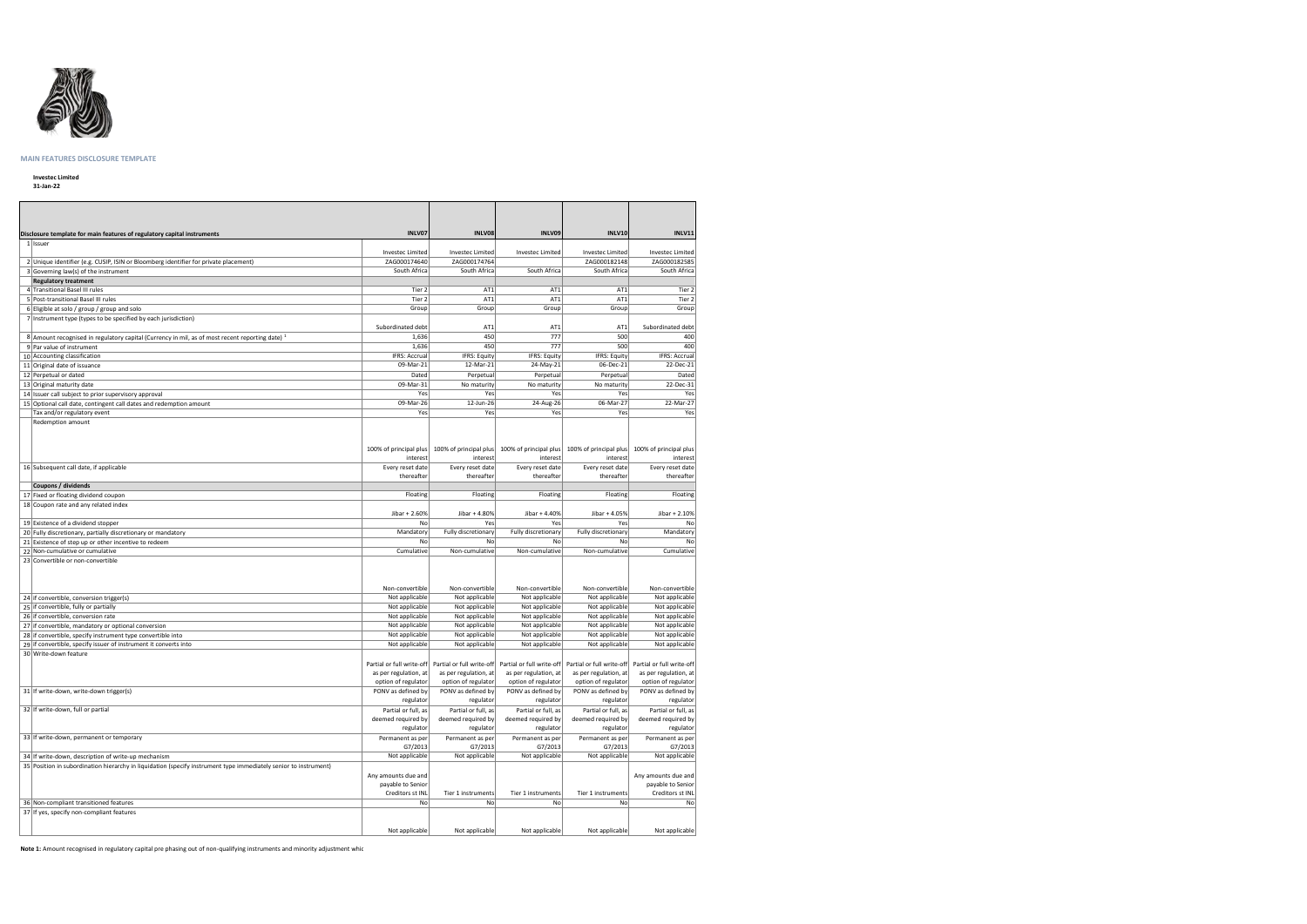**MAIN FEATURES DISCLOSURE TEMPLATE**

**Investec Limited**
**31-Jan-22**

| | Disclosure template for main features of regulatory capital instruments | INLV07 | INLV08 | INLV09 | INLV10 | INLV11 |
|---|---|---|---|---|---|---|
| 1 | Issuer | Investec Limited | Investec Limited | Investec Limited | Investec Limited | Investec Limited |
| 2 | Unique identifier (e.g. CUSIP, ISIN or Bloomberg identifier for private placement) | ZAG000174640 | ZAG000174764 | | ZAG000182148 | ZAG000182585 |
| 3 | Governing law(s) of the instrument | South Africa | South Africa | South Africa | South Africa | South Africa |
| | **Regulatory treatment** | | | | | |
| 4 | Transitional Basel III rules | Tier 2 | AT1 | AT1 | AT1 | Tier 2 |
| 5 | Post-transitional Basel III rules | Tier 2 | AT1 | AT1 | AT1 | Tier 2 |
| 6 | Eligible at solo / group / group and solo | Group | Group | Group | Group | Group |
| 7 | Instrument type (types to be specified by each jurisdiction) | Subordinated debt | AT1 | AT1 | AT1 | Subordinated debt |
| 8 | Amount recognised in regulatory capital (Currency in mil, as of most recent reporting date) [1] | 1,636 | 450 | 777 | 500 | 400 |
| 9 | Par value of instrument | 1,636 | 450 | 777 | 500 | 400 |
| 10 | Accounting classification | IFRS: Accrual | IFRS: Equity | IFRS: Equity | IFRS: Equity | IFRS: Accrual |
| 11 | Original date of issuance | 09-Mar-21 | 12-Mar-21 | 24-May-21 | 06-Dec-21 | 22-Dec-21 |
| 12 | Perpetual or dated | Dated | Perpetual | Perpetual | Perpetual | Dated |
| 13 | Original maturity date | 09-Mar-31 | No maturity | No maturity | No maturity | 22-Dec-31 |
| 14 | Issuer call subject to prior supervisory approval | Yes | Yes | Yes | Yes | Yes |
| 15 | Optional call date, contingent call dates and redemption amount | 09-Mar-26 | 12-Jun-26 | 24-Aug-26 | 06-Mar-27 | 22-Mar-27 |
| | Tax and/or regulatory event | Yes | Yes | Yes | Yes | Yes |
| | Redemption amount | 100% of principal plus interest | 100% of principal plus interest | 100% of principal plus interest | 100% of principal plus interest | 100% of principal plus interest |
| 16 | Subsequent call date, if applicable | Every reset date thereafter | Every reset date thereafter | Every reset date thereafter | Every reset date thereafter | Every reset date thereafter |
| | **Coupons / dividends** | | | | | |
| 17 | Fixed or floating dividend coupon | Floating | Floating | Floating | Floating | Floating |
| 18 | Coupon rate and any related index | Jibar + 2.60% | Jibar + 4.80% | Jibar + 4.40% | Jibar + 4.05% | Jibar + 2.10% |
| 19 | Existence of a dividend stopper | No | Yes | Yes | Yes | No |
| 20 | Fully discretionary, partially discretionary or mandatory | Mandatory | Fully discretionary | Fully discretionary | Fully discretionary | Mandatory |
| 21 | Existence of step up or other incentive to redeem | No | No | No | No | No |
| 22 | Non-cumulative or cumulative | Cumulative | Non-cumulative | Non-cumulative | Non-cumulative | Cumulative |
| 23 | Convertible or non-convertible | Non-convertible | Non-convertible | Non-convertible | Non-convertible | Non-convertible |
| 24 | If convertible, conversion trigger(s) | Not applicable | Not applicable | Not applicable | Not applicable | Not applicable |
| 25 | If convertible, fully or partially | Not applicable | Not applicable | Not applicable | Not applicable | Not applicable |
| 26 | If convertible, conversion rate | Not applicable | Not applicable | Not applicable | Not applicable | Not applicable |
| 27 | If convertible, mandatory or optional conversion | Not applicable | Not applicable | Not applicable | Not applicable | Not applicable |
| 28 | If convertible, specify instrument type convertible into | Not applicable | Not applicable | Not applicable | Not applicable | Not applicable |
| 29 | If convertible, specify issuer of instrument it converts into | Not applicable | Not applicable | Not applicable | Not applicable | Not applicable |
| 30 | Write-down feature | Partial or full write-off as per regulation, at option of regulator | Partial or full write-off as per regulation, at option of regulator | Partial or full write-off as per regulation, at option of regulator | Partial or full write-off as per regulation, at option of regulator | Partial or full write-off as per regulation, at option of regulator |
| 31 | If write-down, write-down trigger(s) | PONV as defined by regulator | PONV as defined by regulator | PONV as defined by regulator | PONV as defined by regulator | PONV as defined by regulator |
| 32 | If write-down, full or partial | Partial or full, as deemed required by regulator | Partial or full, as deemed required by regulator | Partial or full, as deemed required by regulator | Partial or full, as deemed required by regulator | Partial or full, as deemed required by regulator |
| 33 | If write-down, permanent or temporary | Permanent as per G7/2013 | Permanent as per G7/2013 | Permanent as per G7/2013 | Permanent as per G7/2013 | Permanent as per G7/2013 |
| 34 | If write-down, description of write-up mechanism | Not applicable | Not applicable | Not applicable | Not applicable | Not applicable |
| 35 | Position in subordination hierarchy in liquidation (specify instrument type immediately senior to instrument) | Any amounts due and payable to Senior Creditors st INL | Tier 1 instruments | Tier 1 instruments | Tier 1 instruments | Any amounts due and payable to Senior Creditors st INL |
| 36 | Non-compliant transitioned features | No | No | No | No | No |
| 37 | If yes, specify non-compliant features | Not applicable | Not applicable | Not applicable | Not applicable | Not applicable |

**Note 1:** Amount recognised in regulatory capital pre phasing out of non-qualifying instruments and minority adjustment whic